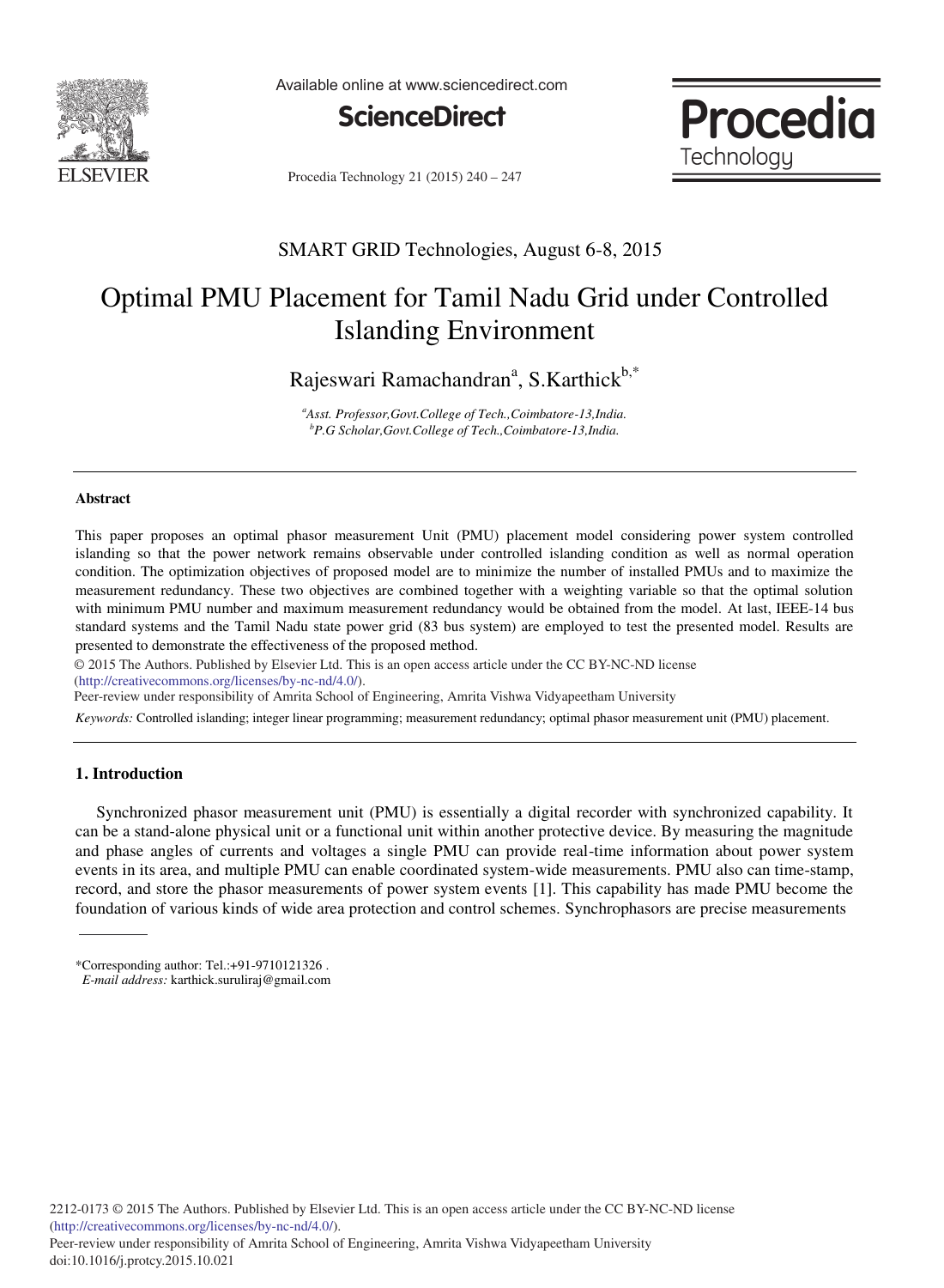SMART GRID Technologies, August 6-8, 2015

# Optimal PMU Placement for Tamil Nadu Grid under Controlled Islanding Environment

Rajeswari Ramachandran[a], S.Karthick[b,*]

[a]*Asst. Professor,Govt.College of Tech.,Coimbatore-13,India.*
[b]*P.G Scholar,Govt.College of Tech.,Coimbatore-13,India.*

---

### Abstract

This paper proposes an optimal phasor measurement Unit (PMU) placement model considering power system controlled islanding so that the power network remains observable under controlled islanding condition as well as normal operation condition. The optimization objectives of proposed model are to minimize the number of installed PMUs and to maximize the measurement redundancy. These two objectives are combined together with a weighting variable so that the optimal solution with minimum PMU number and maximum measurement redundancy would be obtained from the model. At last, IEEE-14 bus standard systems and the Tamil Nadu state power grid (83 bus system) are employed to test the presented model. Results are presented to demonstrate the effectiveness of the proposed method.

© 2015 The Authors. Published by Elsevier Ltd. This is an open access article under the CC BY-NC-ND license (http://creativecommons.org/licenses/by-nc-nd/4.0/).

Peer-review under responsibility of Amrita School of Engineering, Amrita Vishwa Vidyapeetham University

*Keywords:* Controlled islanding; integer linear programming; measurement redundancy; optimal phasor measurement unit (PMU) placement.

---

## 1. Introduction

Synchronized phasor measurement unit (PMU) is essentially a digital recorder with synchronized capability. It can be a stand-alone physical unit or a functional unit within another protective device. By measuring the magnitude and phase angles of currents and voltages a single PMU can provide real-time information about power system events in its area, and multiple PMU can enable coordinated system-wide measurements. PMU also can time-stamp, record, and store the phasor measurements of power system events [1]. This capability has made PMU become the foundation of various kinds of wide area protection and control schemes. Synchrophasors are precise measurements

*Corresponding author: Tel.:+91-9710121326 .
*E-mail address:* karthick.suruliraj@gmail.com

2212-0173 © 2015 The Authors. Published by Elsevier Ltd. This is an open access article under the CC BY-NC-ND license (http://creativecommons.org/licenses/by-nc-nd/4.0/).
Peer-review under responsibility of Amrita School of Engineering, Amrita Vishwa Vidyapeetham University
doi:10.1016/j.protcy.2015.10.021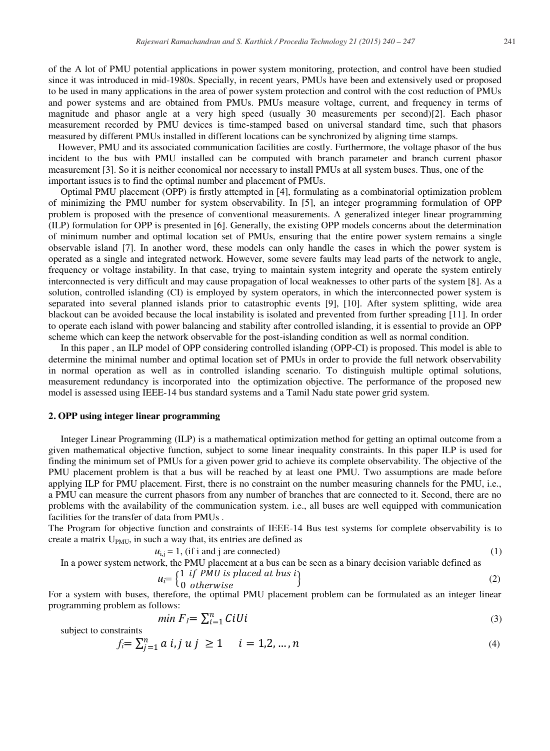of the A lot of PMU potential applications in power system monitoring, protection, and control have been studied since it was introduced in mid-1980s. Specially, in recent years, PMUs have been and extensively used or proposed to be used in many applications in the area of power system protection and control with the cost reduction of PMUs and power systems and are obtained from PMUs. PMUs measure voltage, current, and frequency in terms of magnitude and phasor angle at a very high speed (usually 30 measurements per second)[2]. Each phasor measurement recorded by PMU devices is time-stamped based on universal standard time, such that phasors measured by different PMUs installed in different locations can be synchronized by aligning time stamps.

However, PMU and its associated communication facilities are costly. Furthermore, the voltage phasor of the bus incident to the bus with PMU installed can be computed with branch parameter and branch current phasor measurement [3]. So it is neither economical nor necessary to install PMUs at all system buses. Thus, one of the important issues is to find the optimal number and placement of PMUs.

Optimal PMU placement (OPP) is firstly attempted in [4], formulating as a combinatorial optimization problem of minimizing the PMU number for system observability. In [5], an integer programming formulation of OPP problem is proposed with the presence of conventional measurements. A generalized integer linear programming (ILP) formulation for OPP is presented in [6]. Generally, the existing OPP models concerns about the determination of minimum number and optimal location set of PMUs, ensuring that the entire power system remains a single observable island [7]. In another word, these models can only handle the cases in which the power system is operated as a single and integrated network. However, some severe faults may lead parts of the network to angle, frequency or voltage instability. In that case, trying to maintain system integrity and operate the system entirely interconnected is very difficult and may cause propagation of local weaknesses to other parts of the system [8]. As a solution, controlled islanding (CI) is employed by system operators, in which the interconnected power system is separated into several planned islands prior to catastrophic events [9], [10]. After system splitting, wide area blackout can be avoided because the local instability is isolated and prevented from further spreading [11]. In order to operate each island with power balancing and stability after controlled islanding, it is essential to provide an OPP scheme which can keep the network observable for the post-islanding condition as well as normal condition.

In this paper , an ILP model of OPP considering controlled islanding (OPP-CI) is proposed. This model is able to determine the minimal number and optimal location set of PMUs in order to provide the full network observability in normal operation as well as in controlled islanding scenario. To distinguish multiple optimal solutions, measurement redundancy is incorporated into the optimization objective. The performance of the proposed new model is assessed using IEEE-14 bus standard systems and a Tamil Nadu state power grid system.

## 2. OPP using integer linear programming

Integer Linear Programming (ILP) is a mathematical optimization method for getting an optimal outcome from a given mathematical objective function, subject to some linear inequality constraints. In this paper ILP is used for finding the minimum set of PMUs for a given power grid to achieve its complete observability. The objective of the PMU placement problem is that a bus will be reached by at least one PMU. Two assumptions are made before applying ILP for PMU placement. First, there is no constraint on the number measuring channels for the PMU, i.e., a PMU can measure the current phasors from any number of branches that are connected to it. Second, there are no problems with the availability of the communication system. i.e., all buses are well equipped with communication facilities for the transfer of data from PMUs .

The Program for objective function and constraints of IEEE-14 Bus test systems for complete observability is to create a matrix $U_{PMU}$, in such a way that, its entries are defined as

$$u_{i,j} = 1, \text{ (if i and j are connected)} \tag{1}$$

In a power system network, the PMU placement at a bus can be seen as a binary decision variable defined as

$$u_i = \begin{Bmatrix} 1 \ \textit{if PMU is placed at bus } i \\ 0 \ \textit{otherwise} \end{Bmatrix} \tag{2}$$

For a system with buses, therefore, the optimal PMU placement problem can be formulated as an integer linear programming problem as follows:

$$\min F_I = \sum_{i=1}^{n} CiUi \tag{3}$$

subject to constraints

$$f_i = \sum_{j=1}^{n} a\ i,j\ u\ j \ \geq 1 \quad\quad i = 1,2,\ldots,n \tag{4}$$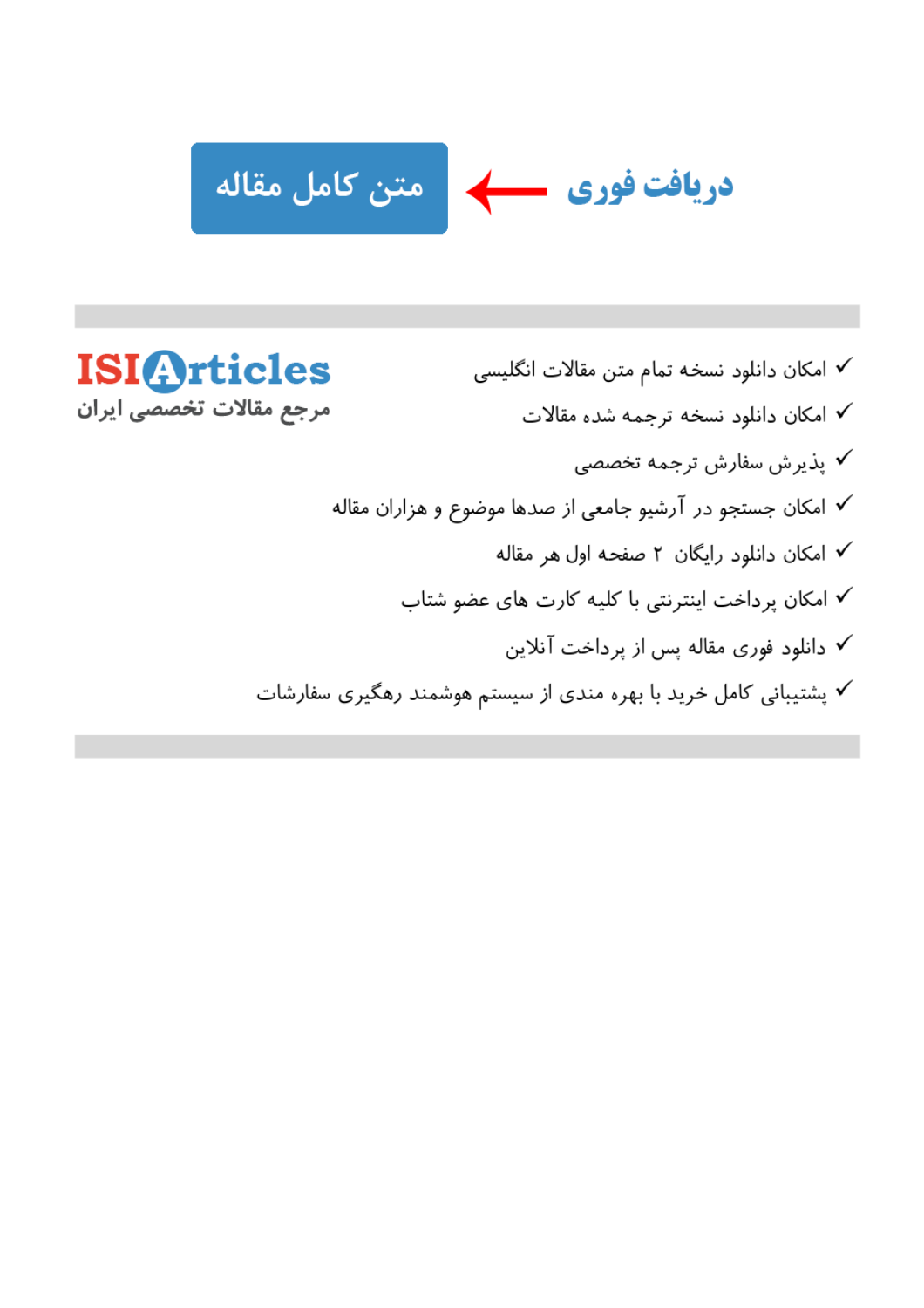متن کامل مقاله ← دریافت فوری

ISIArticles
مرجع مقالات تخصصی ایران

- ✓ امکان دانلود نسخه تمام متن مقالات انگلیسی
- ✓ امکان دانلود نسخه ترجمه شده مقالات
- ✓ پذیرش سفارش ترجمه تخصصی
- ✓ امکان جستجو در آرشیو جامعی از صدها موضوع و هزاران مقاله
- ✓ امکان دانلود رایگان ۲ صفحه اول هر مقاله
- ✓ امکان پرداخت اینترنتی با کلیه کارت های عضو شتاب
- ✓ دانلود فوری مقاله پس از پرداخت آنلاین
- ✓ پشتیبانی کامل خرید با بهره مندی از سیستم هوشمند رهگیری سفارشات